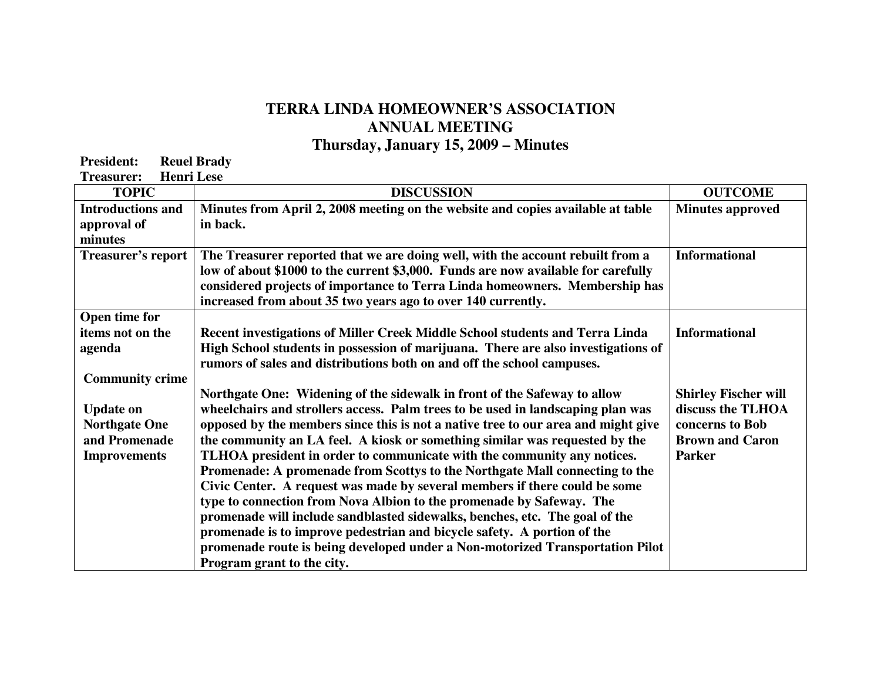# TERRA LINDA HOMEOWNER'S ASSOCIATION
## ANNUAL MEETING
### Thursday, January 15, 2009 – Minutes

**President:** Reuel Brady
**Treasurer:** Henri Lese

| TOPIC | DISCUSSION | OUTCOME |
|---|---|---|
| **Introductions and approval of minutes** | **Minutes from April 2, 2008 meeting on the website and copies available at table in back.** | **Minutes approved** |
| **Treasurer's report** | **The Treasurer reported that we are doing well, with the account rebuilt from a low of about $1000 to the current $3,000. Funds are now available for carefully considered projects of importance to Terra Linda homeowners. Membership has increased from about 35 two years ago to over 140 currently.** | **Informational** |
| **Open time for items not on the agenda**<br><br>**Community crime** | **Recent investigations of Miller Creek Middle School students and Terra Linda High School students in possession of marijuana. There are also investigations of rumors of sales and distributions both on and off the school campuses.** | **Informational** |
| **Update on Northgate One and Promenade Improvements** | **Northgate One: Widening of the sidewalk in front of the Safeway to allow wheelchairs and strollers access. Palm trees to be used in landscaping plan was opposed by the members since this is not a native tree to our area and might give the community an LA feel. A kiosk or something similar was requested by the TLHOA president in order to communicate with the community any notices. Promenade: A promenade from Scottys to the Northgate Mall connecting to the Civic Center. A request was made by several members if there could be some type to connection from Nova Albion to the promenade by Safeway. The promenade will include sandblasted sidewalks, benches, etc. The goal of the promenade is to improve pedestrian and bicycle safety. A portion of the promenade route is being developed under a Non-motorized Transportation Pilot Program grant to the city.** | **Shirley Fischer will discuss the TLHOA concerns to Bob Brown and Caron Parker** |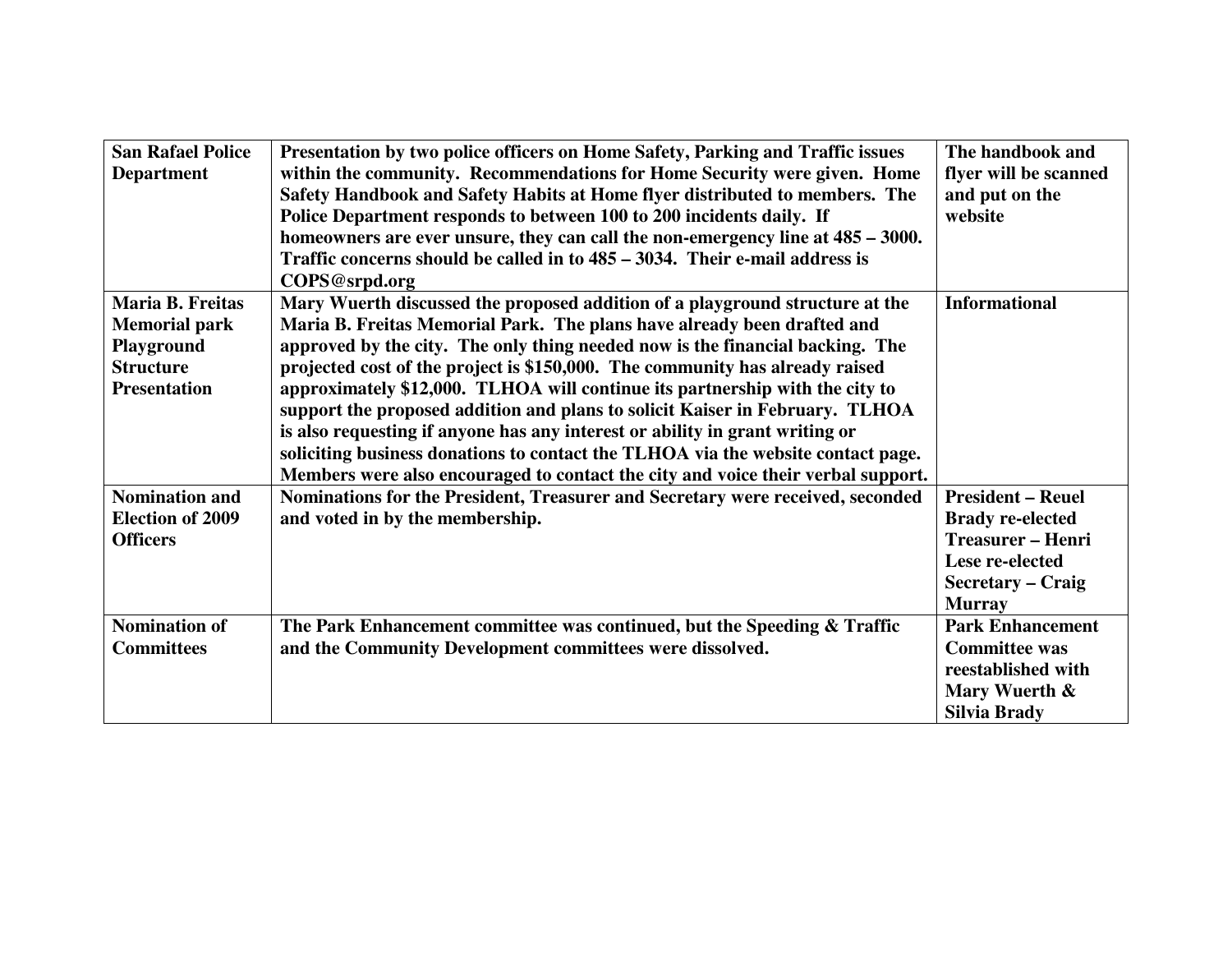| | | |
|---|---|---|
| **San Rafael Police Department** | **Presentation by two police officers on Home Safety, Parking and Traffic issues within the community. Recommendations for Home Security were given. Home Safety Handbook and Safety Habits at Home flyer distributed to members. The Police Department responds to between 100 to 200 incidents daily. If homeowners are ever unsure, they can call the non-emergency line at 485 – 3000. Traffic concerns should be called in to 485 – 3034. Their e-mail address is COPS@srpd.org** | **The handbook and flyer will be scanned and put on the website** |
| **Maria B. Freitas Memorial park Playground Structure Presentation** | **Mary Wuerth discussed the proposed addition of a playground structure at the Maria B. Freitas Memorial Park. The plans have already been drafted and approved by the city. The only thing needed now is the financial backing. The projected cost of the project is $150,000. The community has already raised approximately $12,000. TLHOA will continue its partnership with the city to support the proposed addition and plans to solicit Kaiser in February. TLHOA is also requesting if anyone has any interest or ability in grant writing or soliciting business donations to contact the TLHOA via the website contact page. Members were also encouraged to contact the city and voice their verbal support.** | **Informational** |
| **Nomination and Election of 2009 Officers** | **Nominations for the President, Treasurer and Secretary were received, seconded and voted in by the membership.** | **President – Reuel Brady re-elected Treasurer – Henri Lese re-elected Secretary – Craig Murray** |
| **Nomination of Committees** | **The Park Enhancement committee was continued, but the Speeding & Traffic and the Community Development committees were dissolved.** | **Park Enhancement Committee was reestablished with Mary Wuerth & Silvia Brady** |